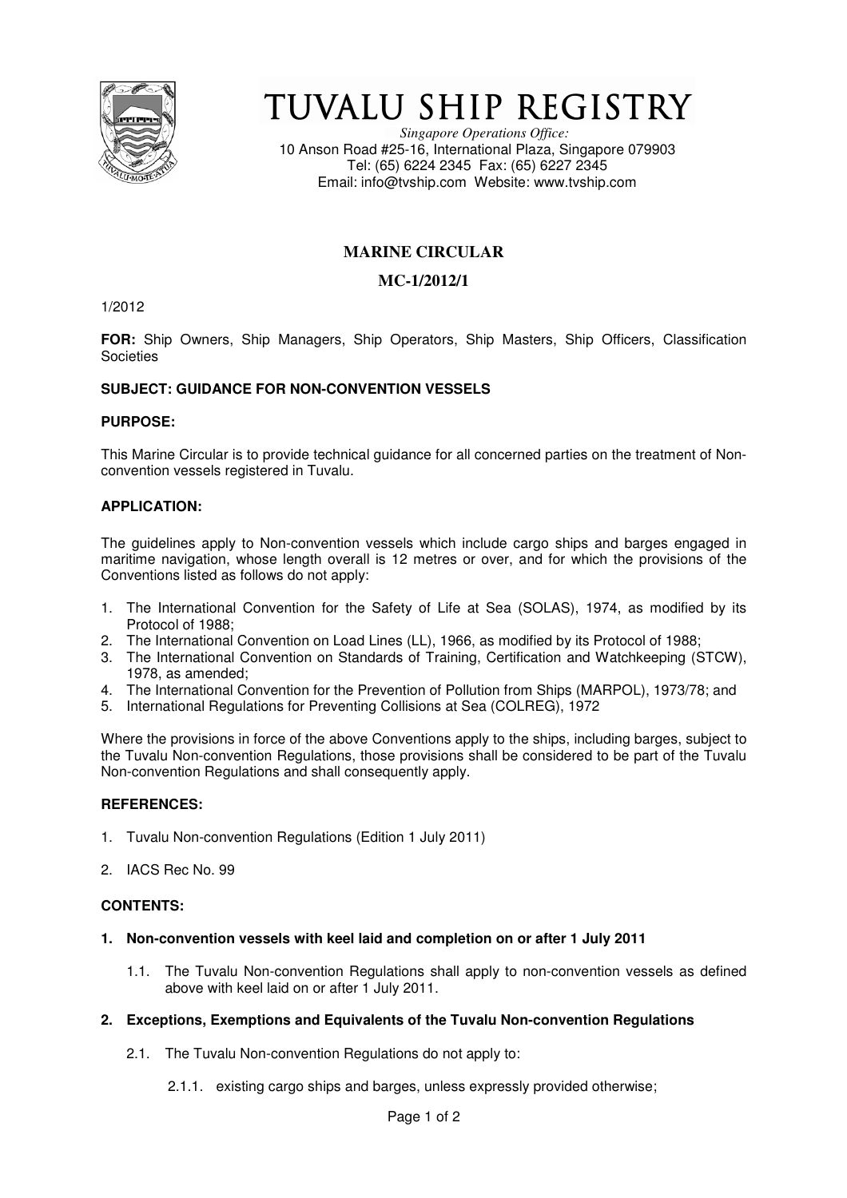// TUVALU SHIP REGISTRY

*Singapore Operations Office:*
10 Anson Road #25-16, International Plaza, Singapore 079903
Tel: (65) 6224 2345 Fax: (65) 6227 2345
Email: info@tvship.com Website: www.tvship.com

## MARINE CIRCULAR

## MC-1/2012/1

1/2012

**FOR:** Ship Owners, Ship Managers, Ship Operators, Ship Masters, Ship Officers, Classification Societies

**SUBJECT: GUIDANCE FOR NON-CONVENTION VESSELS**

**PURPOSE:**

This Marine Circular is to provide technical guidance for all concerned parties on the treatment of Non-convention vessels registered in Tuvalu.

**APPLICATION:**

The guidelines apply to Non-convention vessels which include cargo ships and barges engaged in maritime navigation, whose length overall is 12 metres or over, and for which the provisions of the Conventions listed as follows do not apply:

1. The International Convention for the Safety of Life at Sea (SOLAS), 1974, as modified by its Protocol of 1988;
2. The International Convention on Load Lines (LL), 1966, as modified by its Protocol of 1988;
3. The International Convention on Standards of Training, Certification and Watchkeeping (STCW), 1978, as amended;
4. The International Convention for the Prevention of Pollution from Ships (MARPOL), 1973/78; and
5. International Regulations for Preventing Collisions at Sea (COLREG), 1972

Where the provisions in force of the above Conventions apply to the ships, including barges, subject to the Tuvalu Non-convention Regulations, those provisions shall be considered to be part of the Tuvalu Non-convention Regulations and shall consequently apply.

**REFERENCES:**

1. Tuvalu Non-convention Regulations (Edition 1 July 2011)
2. IACS Rec No. 99

**CONTENTS:**

**1. Non-convention vessels with keel laid and completion on or after 1 July 2011**

1.1. The Tuvalu Non-convention Regulations shall apply to non-convention vessels as defined above with keel laid on or after 1 July 2011.

**2. Exceptions, Exemptions and Equivalents of the Tuvalu Non-convention Regulations**

2.1. The Tuvalu Non-convention Regulations do not apply to:

2.1.1. existing cargo ships and barges, unless expressly provided otherwise;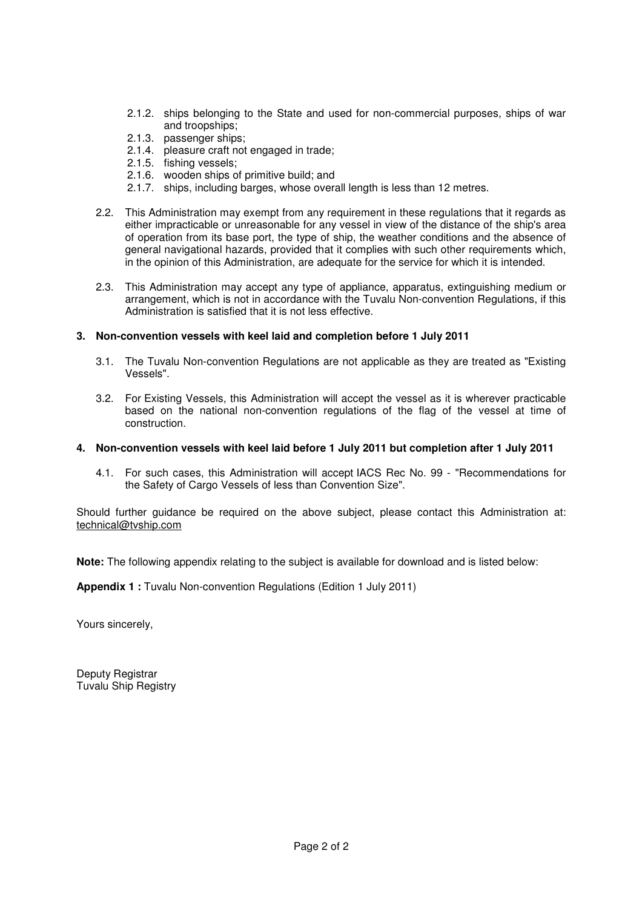2.1.2. ships belonging to the State and used for non-commercial purposes, ships of war and troopships;
2.1.3. passenger ships;
2.1.4. pleasure craft not engaged in trade;
2.1.5. fishing vessels;
2.1.6. wooden ships of primitive build; and
2.1.7. ships, including barges, whose overall length is less than 12 metres.

2.2. This Administration may exempt from any requirement in these regulations that it regards as either impracticable or unreasonable for any vessel in view of the distance of the ship's area of operation from its base port, the type of ship, the weather conditions and the absence of general navigational hazards, provided that it complies with such other requirements which, in the opinion of this Administration, are adequate for the service for which it is intended.

2.3. This Administration may accept any type of appliance, apparatus, extinguishing medium or arrangement, which is not in accordance with the Tuvalu Non-convention Regulations, if this Administration is satisfied that it is not less effective.

**3. Non-convention vessels with keel laid and completion before 1 July 2011**

3.1. The Tuvalu Non-convention Regulations are not applicable as they are treated as "Existing Vessels".

3.2. For Existing Vessels, this Administration will accept the vessel as it is wherever practicable based on the national non-convention regulations of the flag of the vessel at time of construction.

**4. Non-convention vessels with keel laid before 1 July 2011 but completion after 1 July 2011**

4.1. For such cases, this Administration will accept IACS Rec No. 99 - "Recommendations for the Safety of Cargo Vessels of less than Convention Size".

Should further guidance be required on the above subject, please contact this Administration at: technical@tvship.com

**Note:** The following appendix relating to the subject is available for download and is listed below:

**Appendix 1 :** Tuvalu Non-convention Regulations (Edition 1 July 2011)

Yours sincerely,

Deputy Registrar
Tuvalu Ship Registry